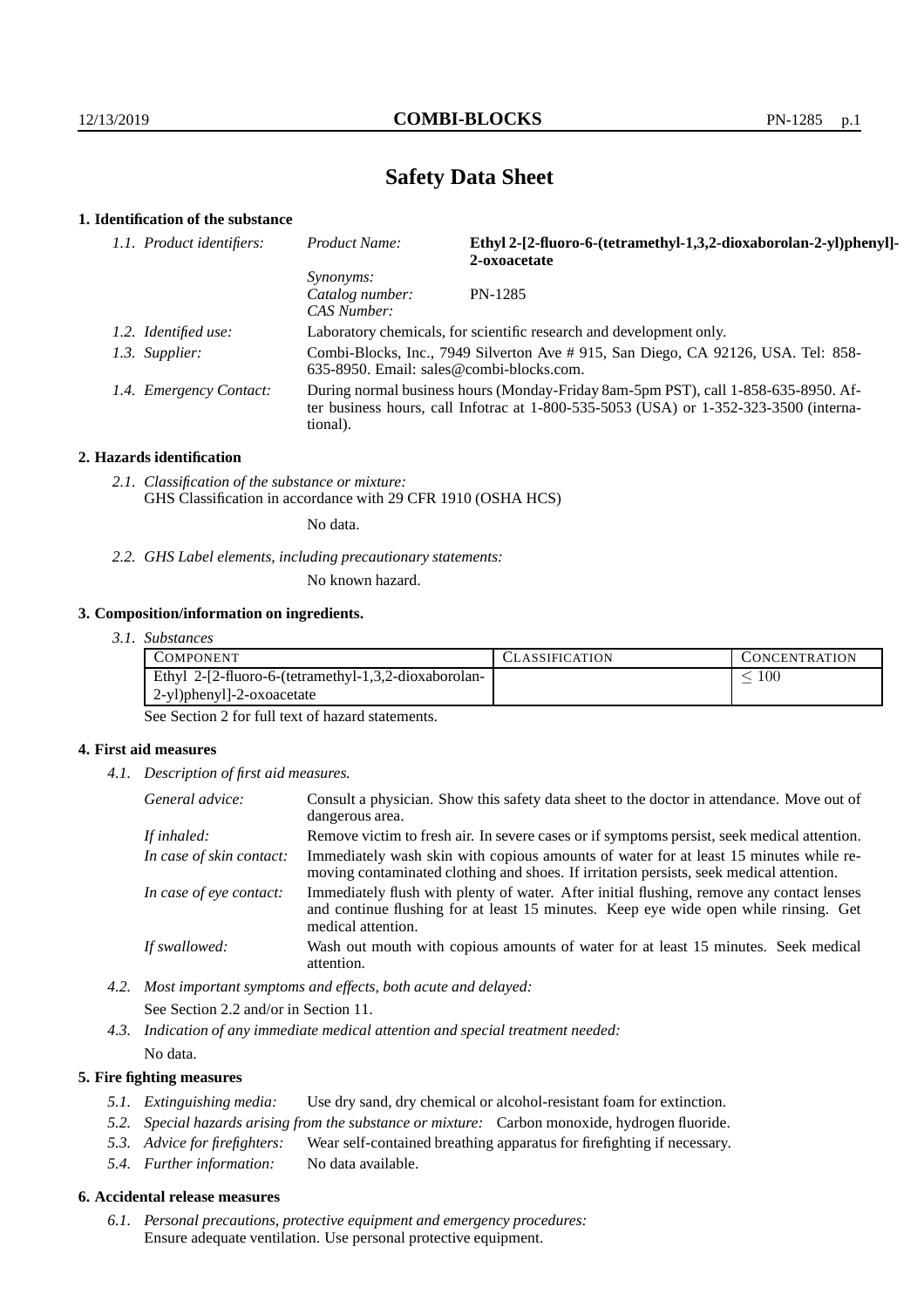# Safety Data Sheet

## 1. Identification of the substance

*1.1. Product identifiers:*
- *Product Name:* **Ethyl 2-[2-fluoro-6-(tetramethyl-1,3,2-dioxaborolan-2-yl)phenyl]-2-oxoacetate**
- *Synonyms:*
- *Catalog number:* PN-1285
- *CAS Number:*

*1.2. Identified use:* Laboratory chemicals, for scientific research and development only.

*1.3. Supplier:* Combi-Blocks, Inc., 7949 Silverton Ave # 915, San Diego, CA 92126, USA. Tel: 858-635-8950. Email: sales@combi-blocks.com.

*1.4. Emergency Contact:* During normal business hours (Monday-Friday 8am-5pm PST), call 1-858-635-8950. After business hours, call Infotrac at 1-800-535-5053 (USA) or 1-352-323-3500 (international).

## 2. Hazards identification

*2.1. Classification of the substance or mixture:*
GHS Classification in accordance with 29 CFR 1910 (OSHA HCS)

No data.

*2.2. GHS Label elements, including precautionary statements:*

No known hazard.

## 3. Composition/information on ingredients.

*3.1. Substances*

| COMPONENT | CLASSIFICATION | CONCENTRATION |
|---|---|---|
| Ethyl 2-[2-fluoro-6-(tetramethyl-1,3,2-dioxaborolan-2-yl)phenyl]-2-oxoacetate | | $\leq 100$ |

See Section 2 for full text of hazard statements.

## 4. First aid measures

*4.1. Description of first aid measures.*

- *General advice:* Consult a physician. Show this safety data sheet to the doctor in attendance. Move out of dangerous area.
- *If inhaled:* Remove victim to fresh air. In severe cases or if symptoms persist, seek medical attention.
- *In case of skin contact:* Immediately wash skin with copious amounts of water for at least 15 minutes while removing contaminated clothing and shoes. If irritation persists, seek medical attention.
- *In case of eye contact:* Immediately flush with plenty of water. After initial flushing, remove any contact lenses and continue flushing for at least 15 minutes. Keep eye wide open while rinsing. Get medical attention.
- *If swallowed:* Wash out mouth with copious amounts of water for at least 15 minutes. Seek medical attention.

*4.2. Most important symptoms and effects, both acute and delayed:*

See Section 2.2 and/or in Section 11.

*4.3. Indication of any immediate medical attention and special treatment needed:*

No data.

## 5. Fire fighting measures

*5.1. Extinguishing media:* Use dry sand, dry chemical or alcohol-resistant foam for extinction.

*5.2. Special hazards arising from the substance or mixture:* Carbon monoxide, hydrogen fluoride.

*5.3. Advice for firefighters:* Wear self-contained breathing apparatus for firefighting if necessary.

*5.4. Further information:* No data available.

## 6. Accidental release measures

*6.1. Personal precautions, protective equipment and emergency procedures:*
Ensure adequate ventilation. Use personal protective equipment.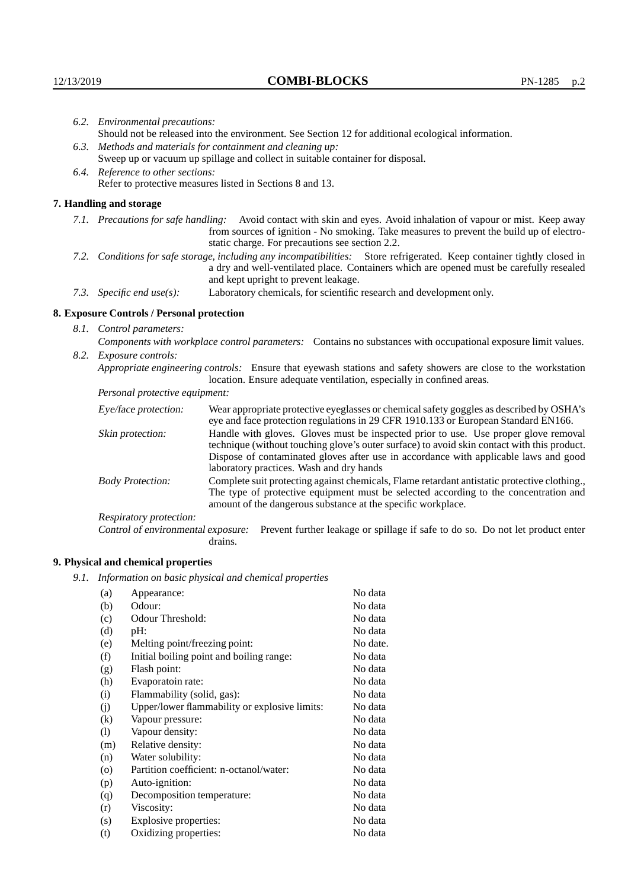*6.2. Environmental precautions:*
Should not be released into the environment. See Section 12 for additional ecological information.

*6.3. Methods and materials for containment and cleaning up:*
Sweep up or vacuum up spillage and collect in suitable container for disposal.

*6.4. Reference to other sections:*
Refer to protective measures listed in Sections 8 and 13.

## 7. Handling and storage

*7.1. Precautions for safe handling:* Avoid contact with skin and eyes. Avoid inhalation of vapour or mist. Keep away from sources of ignition - No smoking. Take measures to prevent the build up of electrostatic charge. For precautions see section 2.2.

*7.2. Conditions for safe storage, including any incompatibilities:* Store refrigerated. Keep container tightly closed in a dry and well-ventilated place. Containers which are opened must be carefully resealed and kept upright to prevent leakage.

*7.3. Specific end use(s):* Laboratory chemicals, for scientific research and development only.

## 8. Exposure Controls / Personal protection

*8.1. Control parameters:*

*Components with workplace control parameters:* Contains no substances with occupational exposure limit values.

*8.2. Exposure controls:*

*Appropriate engineering controls:* Ensure that eyewash stations and safety showers are close to the workstation location. Ensure adequate ventilation, especially in confined areas.

*Personal protective equipment:*

*Eye/face protection:* Wear appropriate protective eyeglasses or chemical safety goggles as described by OSHA's eye and face protection regulations in 29 CFR 1910.133 or European Standard EN166.

*Skin protection:* Handle with gloves. Gloves must be inspected prior to use. Use proper glove removal technique (without touching glove's outer surface) to avoid skin contact with this product. Dispose of contaminated gloves after use in accordance with applicable laws and good laboratory practices. Wash and dry hands

*Body Protection:* Complete suit protecting against chemicals, Flame retardant antistatic protective clothing., The type of protective equipment must be selected according to the concentration and amount of the dangerous substance at the specific workplace.

*Respiratory protection:*

*Control of environmental exposure:* Prevent further leakage or spillage if safe to do so. Do not let product enter drains.

## 9. Physical and chemical properties

*9.1. Information on basic physical and chemical properties*

| | | |
|---|---|---|
| (a) | Appearance: | No data |
| (b) | Odour: | No data |
| (c) | Odour Threshold: | No data |
| (d) | pH: | No data |
| (e) | Melting point/freezing point: | No date. |
| (f) | Initial boiling point and boiling range: | No data |
| (g) | Flash point: | No data |
| (h) | Evaporatoin rate: | No data |
| (i) | Flammability (solid, gas): | No data |
| (j) | Upper/lower flammability or explosive limits: | No data |
| (k) | Vapour pressure: | No data |
| (l) | Vapour density: | No data |
| (m) | Relative density: | No data |
| (n) | Water solubility: | No data |
| (o) | Partition coefficient: n-octanol/water: | No data |
| (p) | Auto-ignition: | No data |
| (q) | Decomposition temperature: | No data |
| (r) | Viscosity: | No data |
| (s) | Explosive properties: | No data |
| (t) | Oxidizing properties: | No data |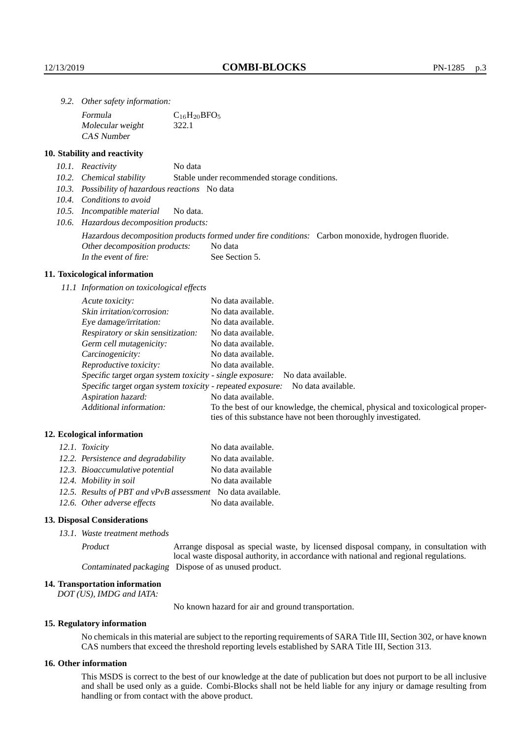*9.2. Other safety information:*

| | |
|---|---|
| *Formula* | $C_{16}H_{20}BFO_5$ |
| *Molecular weight* | 322.1 |
| *CAS Number* | |

## 10. Stability and reactivity

- *10.1. Reactivity* No data
- *10.2. Chemical stability* Stable under recommended storage conditions.
- *10.3. Possibility of hazardous reactions* No data
- *10.4. Conditions to avoid*
- *10.5. Incompatible material* No data.
- *10.6. Hazardous decomposition products:*

*Hazardous decomposition products formed under fire conditions:* Carbon monoxide, hydrogen fluoride.
*Other decomposition products:* No data
*In the event of fire:* See Section 5.

## 11. Toxicological information

*11.1 Information on toxicological effects*

| | |
|---|---|
| *Acute toxicity:* | No data available. |
| *Skin irritation/corrosion:* | No data available. |
| *Eye damage/irritation:* | No data available. |
| *Respiratory or skin sensitization:* | No data available. |
| *Germ cell mutagenicity:* | No data available. |
| *Carcinogenicity:* | No data available. |
| *Reproductive toxicity:* | No data available. |
| *Specific target organ system toxicity - single exposure:* | No data available. |
| *Specific target organ system toxicity - repeated exposure:* | No data available. |
| *Aspiration hazard:* | No data available. |
| *Additional information:* | To the best of our knowledge, the chemical, physical and toxicological properties of this substance have not been thoroughly investigated. |

## 12. Ecological information

| | |
|---|---|
| *12.1. Toxicity* | No data available. |
| *12.2. Persistence and degradability* | No data available. |
| *12.3. Bioaccumulative potential* | No data available |
| *12.4. Mobility in soil* | No data available |
| *12.5. Results of PBT and vPvB assessment* | No data available. |
| *12.6. Other adverse effects* | No data available. |

## 13. Disposal Considerations

*13.1. Waste treatment methods*

*Product* Arrange disposal as special waste, by licensed disposal company, in consultation with local waste disposal authority, in accordance with national and regional regulations.

*Contaminated packaging* Dispose of as unused product.

## 14. Transportation information

*DOT (US), IMDG and IATA:*

No known hazard for air and ground transportation.

## 15. Regulatory information

No chemicals in this material are subject to the reporting requirements of SARA Title III, Section 302, or have known CAS numbers that exceed the threshold reporting levels established by SARA Title III, Section 313.

## 16. Other information

This MSDS is correct to the best of our knowledge at the date of publication but does not purport to be all inclusive and shall be used only as a guide. Combi-Blocks shall not be held liable for any injury or damage resulting from handling or from contact with the above product.